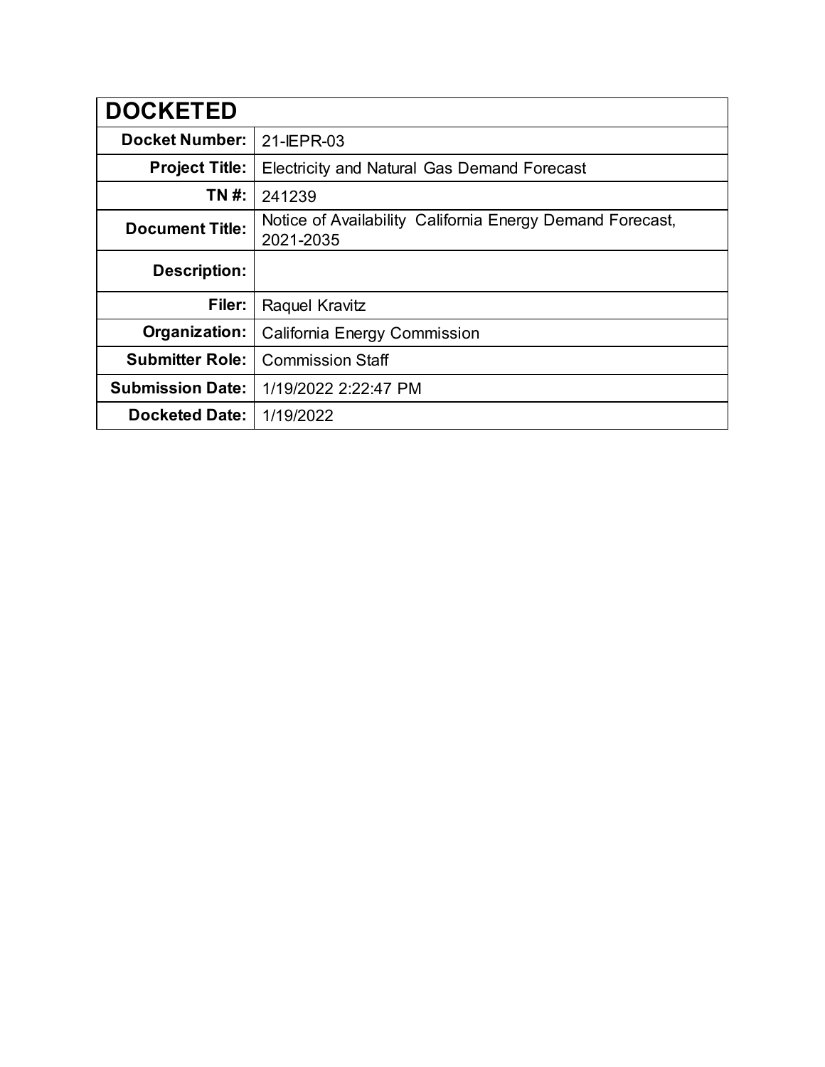| DOCKETED | |
|---|---|
| **Docket Number:** | 21-IEPR-03 |
| **Project Title:** | Electricity and Natural Gas Demand Forecast |
| **TN #:** | 241239 |
| **Document Title:** | Notice of Availability California Energy Demand Forecast, 2021-2035 |
| **Description:** | |
| **Filer:** | Raquel Kravitz |
| **Organization:** | California Energy Commission |
| **Submitter Role:** | Commission Staff |
| **Submission Date:** | 1/19/2022 2:22:47 PM |
| **Docketed Date:** | 1/19/2022 |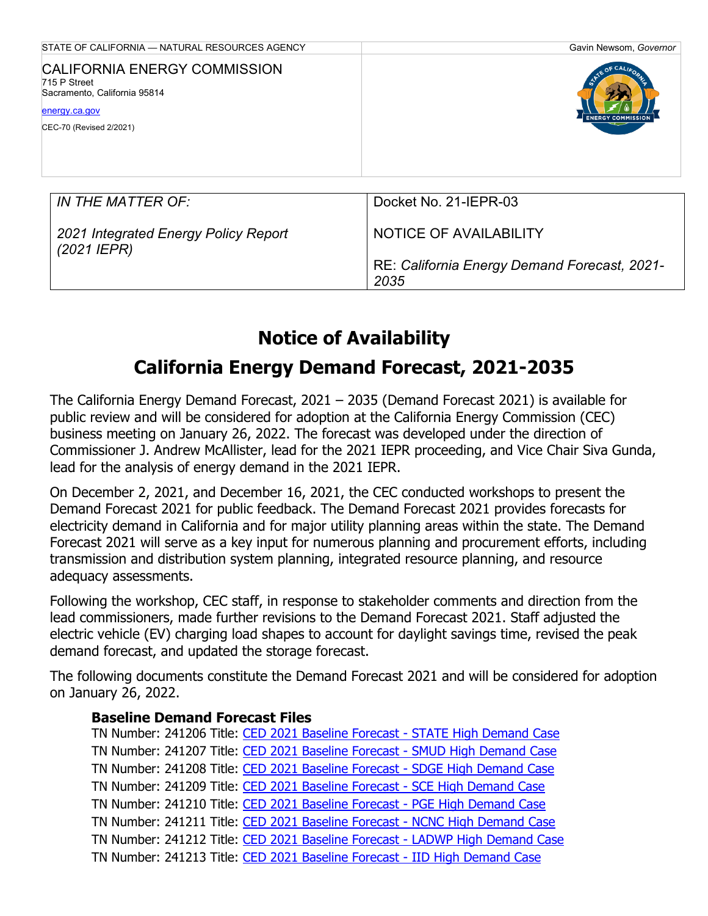STATE OF CALIFORNIA — NATURAL RESOURCES AGENCY | Gavin Newsom, *Governor*

CALIFORNIA ENERGY COMMISSION
715 P Street
Sacramento, California 95814

energy.ca.gov

CEC-70 (Revised 2/2021)

| *IN THE MATTER OF:* | Docket No. 21-IEPR-03 |
|---|---|
| *2021 Integrated Energy Policy Report (2021 IEPR)* | NOTICE OF AVAILABILITY<br><br>RE: *California Energy Demand Forecast, 2021-2035* |

# Notice of Availability

# California Energy Demand Forecast, 2021-2035

The California Energy Demand Forecast, 2021 – 2035 (Demand Forecast 2021) is available for public review and will be considered for adoption at the California Energy Commission (CEC) business meeting on January 26, 2022. The forecast was developed under the direction of Commissioner J. Andrew McAllister, lead for the 2021 IEPR proceeding, and Vice Chair Siva Gunda, lead for the analysis of energy demand in the 2021 IEPR.

On December 2, 2021, and December 16, 2021, the CEC conducted workshops to present the Demand Forecast 2021 for public feedback. The Demand Forecast 2021 provides forecasts for electricity demand in California and for major utility planning areas within the state. The Demand Forecast 2021 will serve as a key input for numerous planning and procurement efforts, including transmission and distribution system planning, integrated resource planning, and resource adequacy assessments.

Following the workshop, CEC staff, in response to stakeholder comments and direction from the lead commissioners, made further revisions to the Demand Forecast 2021. Staff adjusted the electric vehicle (EV) charging load shapes to account for daylight savings time, revised the peak demand forecast, and updated the storage forecast.

The following documents constitute the Demand Forecast 2021 and will be considered for adoption on January 26, 2022.

### Baseline Demand Forecast Files

TN Number: 241206 Title: CED 2021 Baseline Forecast - STATE High Demand Case
TN Number: 241207 Title: CED 2021 Baseline Forecast - SMUD High Demand Case
TN Number: 241208 Title: CED 2021 Baseline Forecast - SDGE High Demand Case
TN Number: 241209 Title: CED 2021 Baseline Forecast - SCE High Demand Case
TN Number: 241210 Title: CED 2021 Baseline Forecast - PGE High Demand Case
TN Number: 241211 Title: CED 2021 Baseline Forecast - NCNC High Demand Case
TN Number: 241212 Title: CED 2021 Baseline Forecast - LADWP High Demand Case
TN Number: 241213 Title: CED 2021 Baseline Forecast - IID High Demand Case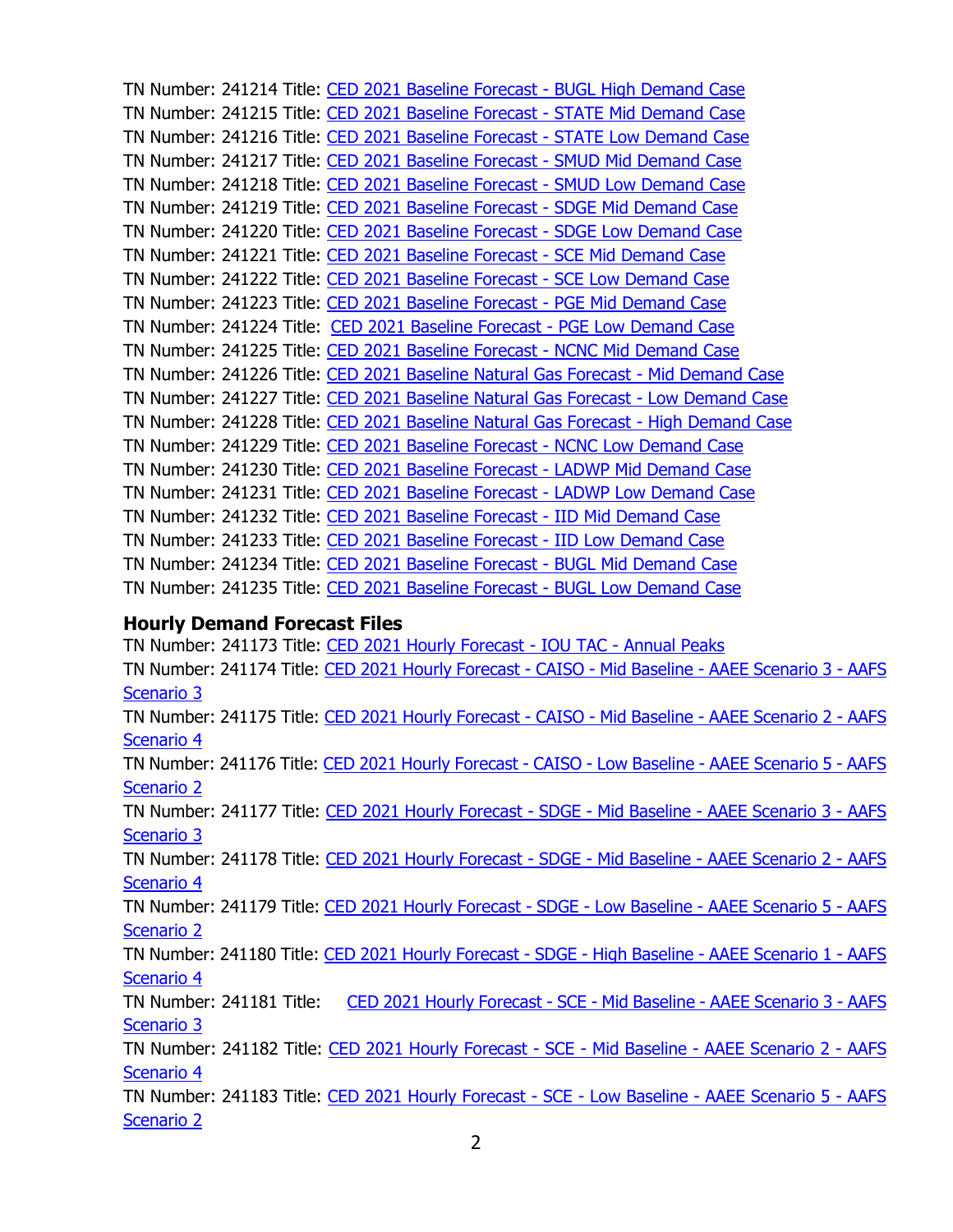TN Number: 241214 Title: CED 2021 Baseline Forecast - BUGL High Demand Case
TN Number: 241215 Title: CED 2021 Baseline Forecast - STATE Mid Demand Case
TN Number: 241216 Title: CED 2021 Baseline Forecast - STATE Low Demand Case
TN Number: 241217 Title: CED 2021 Baseline Forecast - SMUD Mid Demand Case
TN Number: 241218 Title: CED 2021 Baseline Forecast - SMUD Low Demand Case
TN Number: 241219 Title: CED 2021 Baseline Forecast - SDGE Mid Demand Case
TN Number: 241220 Title: CED 2021 Baseline Forecast - SDGE Low Demand Case
TN Number: 241221 Title: CED 2021 Baseline Forecast - SCE Mid Demand Case
TN Number: 241222 Title: CED 2021 Baseline Forecast - SCE Low Demand Case
TN Number: 241223 Title: CED 2021 Baseline Forecast - PGE Mid Demand Case
TN Number: 241224 Title: CED 2021 Baseline Forecast - PGE Low Demand Case
TN Number: 241225 Title: CED 2021 Baseline Forecast - NCNC Mid Demand Case
TN Number: 241226 Title: CED 2021 Baseline Natural Gas Forecast - Mid Demand Case
TN Number: 241227 Title: CED 2021 Baseline Natural Gas Forecast - Low Demand Case
TN Number: 241228 Title: CED 2021 Baseline Natural Gas Forecast - High Demand Case
TN Number: 241229 Title: CED 2021 Baseline Forecast - NCNC Low Demand Case
TN Number: 241230 Title: CED 2021 Baseline Forecast - LADWP Mid Demand Case
TN Number: 241231 Title: CED 2021 Baseline Forecast - LADWP Low Demand Case
TN Number: 241232 Title: CED 2021 Baseline Forecast - IID Mid Demand Case
TN Number: 241233 Title: CED 2021 Baseline Forecast - IID Low Demand Case
TN Number: 241234 Title: CED 2021 Baseline Forecast - BUGL Mid Demand Case
TN Number: 241235 Title: CED 2021 Baseline Forecast - BUGL Low Demand Case

**Hourly Demand Forecast Files**

TN Number: 241173 Title: CED 2021 Hourly Forecast - IOU TAC - Annual Peaks
TN Number: 241174 Title: CED 2021 Hourly Forecast - CAISO - Mid Baseline - AAEE Scenario 3 - AAFS Scenario 3
TN Number: 241175 Title: CED 2021 Hourly Forecast - CAISO - Mid Baseline - AAEE Scenario 2 - AAFS Scenario 4
TN Number: 241176 Title: CED 2021 Hourly Forecast - CAISO - Low Baseline - AAEE Scenario 5 - AAFS Scenario 2
TN Number: 241177 Title: CED 2021 Hourly Forecast - SDGE - Mid Baseline - AAEE Scenario 3 - AAFS Scenario 3
TN Number: 241178 Title: CED 2021 Hourly Forecast - SDGE - Mid Baseline - AAEE Scenario 2 - AAFS Scenario 4
TN Number: 241179 Title: CED 2021 Hourly Forecast - SDGE - Low Baseline - AAEE Scenario 5 - AAFS Scenario 2
TN Number: 241180 Title: CED 2021 Hourly Forecast - SDGE - High Baseline - AAEE Scenario 1 - AAFS Scenario 4
TN Number: 241181 Title: CED 2021 Hourly Forecast - SCE - Mid Baseline - AAEE Scenario 3 - AAFS Scenario 3
TN Number: 241182 Title: CED 2021 Hourly Forecast - SCE - Mid Baseline - AAEE Scenario 2 - AAFS Scenario 4
TN Number: 241183 Title: CED 2021 Hourly Forecast - SCE - Low Baseline - AAEE Scenario 5 - AAFS Scenario 2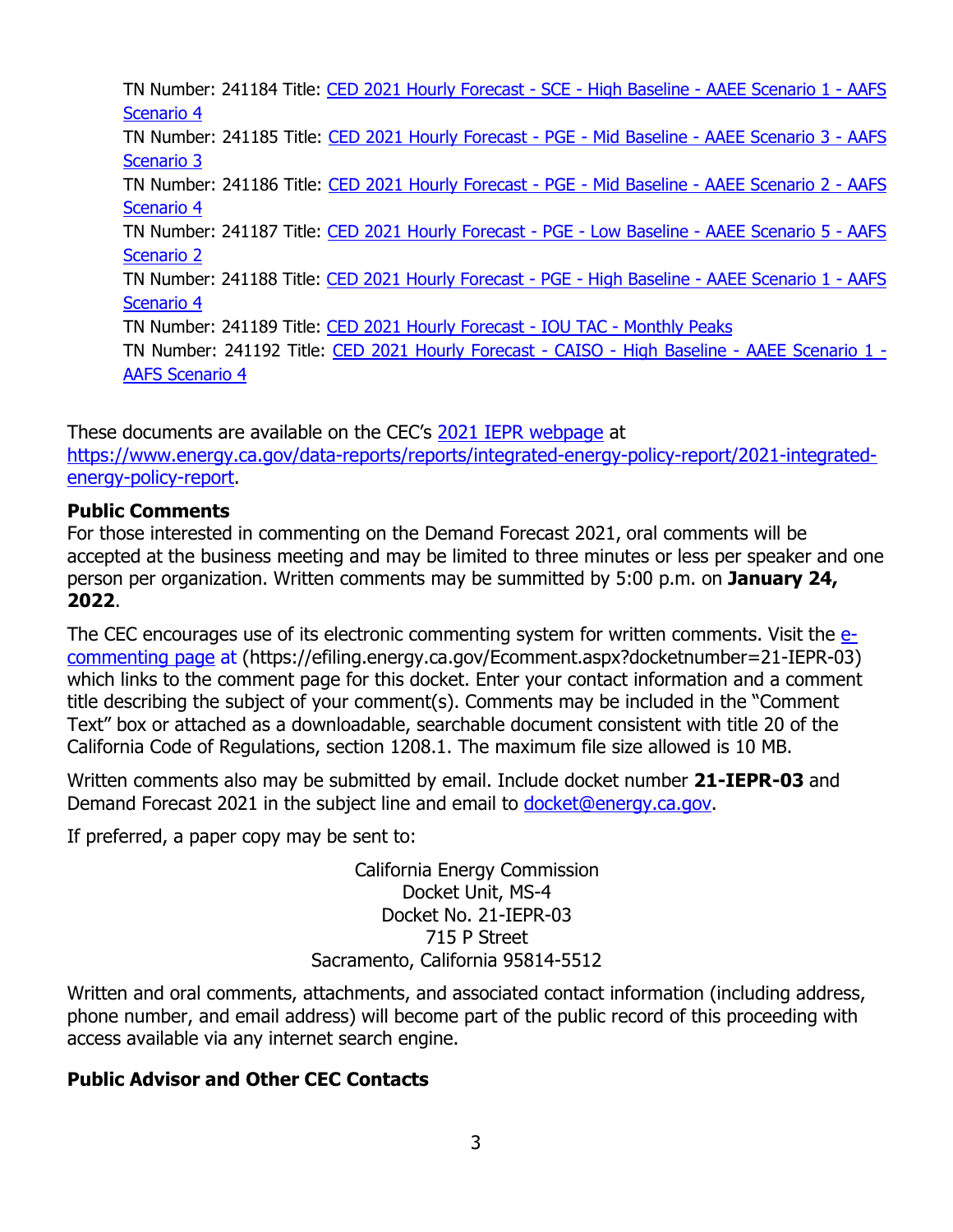TN Number: 241184 Title: [CED 2021 Hourly Forecast - SCE - High Baseline - AAEE Scenario 1 - AAFS Scenario 4]
TN Number: 241185 Title: [CED 2021 Hourly Forecast - PGE - Mid Baseline - AAEE Scenario 3 - AAFS Scenario 3]
TN Number: 241186 Title: [CED 2021 Hourly Forecast - PGE - Mid Baseline - AAEE Scenario 2 - AAFS Scenario 4]
TN Number: 241187 Title: [CED 2021 Hourly Forecast - PGE - Low Baseline - AAEE Scenario 5 - AAFS Scenario 2]
TN Number: 241188 Title: [CED 2021 Hourly Forecast - PGE - High Baseline - AAEE Scenario 1 - AAFS Scenario 4]
TN Number: 241189 Title: [CED 2021 Hourly Forecast - IOU TAC - Monthly Peaks]
TN Number: 241192 Title: [CED 2021 Hourly Forecast - CAISO - High Baseline - AAEE Scenario 1 - AAFS Scenario 4]

These documents are available on the CEC's 2021 IEPR webpage at https://www.energy.ca.gov/data-reports/reports/integrated-energy-policy-report/2021-integrated-energy-policy-report.

**Public Comments**

For those interested in commenting on the Demand Forecast 2021, oral comments will be accepted at the business meeting and may be limited to three minutes or less per speaker and one person per organization. Written comments may be summitted by 5:00 p.m. on **January 24, 2022**.

The CEC encourages use of its electronic commenting system for written comments. Visit the e-commenting page at (https://efiling.energy.ca.gov/Ecomment.aspx?docketnumber=21-IEPR-03) which links to the comment page for this docket. Enter your contact information and a comment title describing the subject of your comment(s). Comments may be included in the "Comment Text" box or attached as a downloadable, searchable document consistent with title 20 of the California Code of Regulations, section 1208.1. The maximum file size allowed is 10 MB.

Written comments also may be submitted by email. Include docket number **21-IEPR-03** and Demand Forecast 2021 in the subject line and email to docket@energy.ca.gov.

If preferred, a paper copy may be sent to:

California Energy Commission
Docket Unit, MS-4
Docket No. 21-IEPR-03
715 P Street
Sacramento, California 95814-5512

Written and oral comments, attachments, and associated contact information (including address, phone number, and email address) will become part of the public record of this proceeding with access available via any internet search engine.

**Public Advisor and Other CEC Contacts**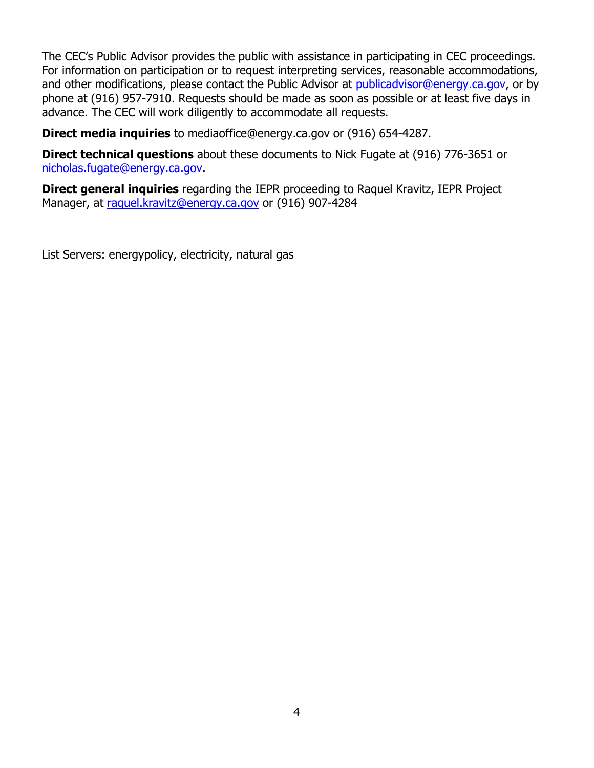The CEC's Public Advisor provides the public with assistance in participating in CEC proceedings. For information on participation or to request interpreting services, reasonable accommodations, and other modifications, please contact the Public Advisor at publicadvisor@energy.ca.gov, or by phone at (916) 957-7910. Requests should be made as soon as possible or at least five days in advance. The CEC will work diligently to accommodate all requests.

**Direct media inquiries** to mediaoffice@energy.ca.gov or (916) 654-4287.

**Direct technical questions** about these documents to Nick Fugate at (916) 776-3651 or nicholas.fugate@energy.ca.gov.

**Direct general inquiries** regarding the IEPR proceeding to Raquel Kravitz, IEPR Project Manager, at raquel.kravitz@energy.ca.gov or (916) 907-4284

List Servers: energypolicy, electricity, natural gas